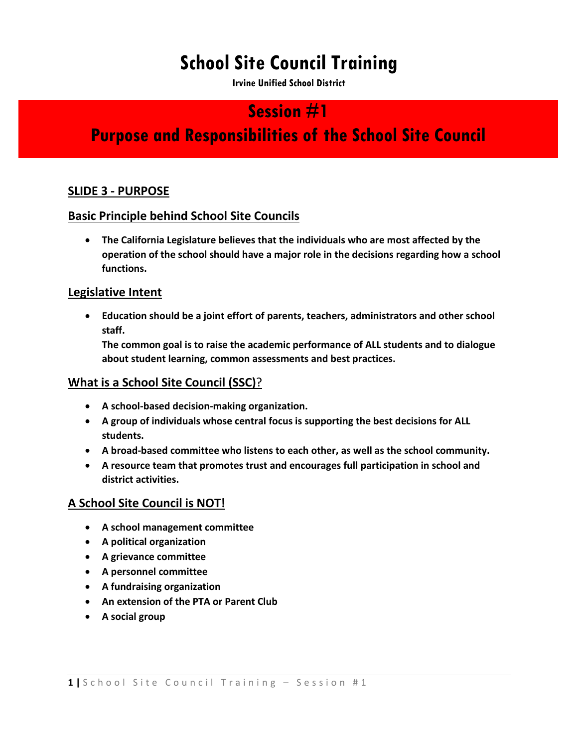# School Site Council Training

**Irvine Unified School District**

## Session #1
## Purpose and Responsibilities of the School Site Council

### SLIDE 3 - PURPOSE

#### Basic Principle behind School Site Councils

- **The California Legislature believes that the individuals who are most affected by the operation of the school should have a major role in the decisions regarding how a school functions.**

#### Legislative Intent

- **Education should be a joint effort of parents, teachers, administrators and other school staff.**
  **The common goal is to raise the academic performance of ALL students and to dialogue about student learning, common assessments and best practices.**

#### What is a School Site Council (SSC)?

- **A school-based decision-making organization.**
- **A group of individuals whose central focus is supporting the best decisions for ALL students.**
- **A broad-based committee who listens to each other, as well as the school community.**
- **A resource team that promotes trust and encourages full participation in school and district activities.**

#### A School Site Council is NOT!

- **A school management committee**
- **A political organization**
- **A grievance committee**
- **A personnel committee**
- **A fundraising organization**
- **An extension of the PTA or Parent Club**
- **A social group**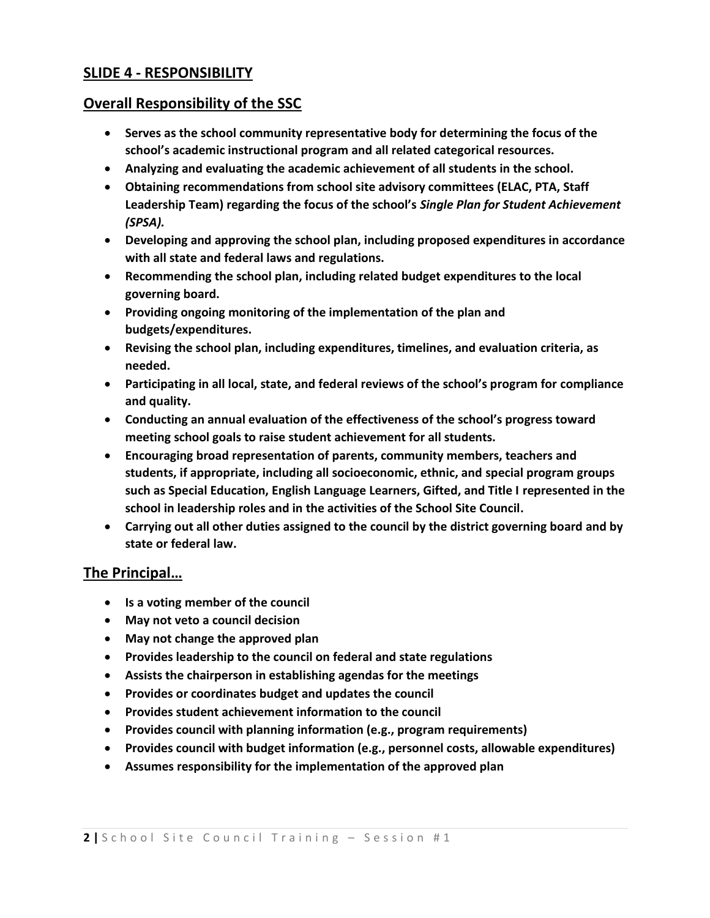## SLIDE 4 - RESPONSIBILITY

## Overall Responsibility of the SSC

- **Serves as the school community representative body for determining the focus of the school's academic instructional program and all related categorical resources.**
- **Analyzing and evaluating the academic achievement of all students in the school.**
- **Obtaining recommendations from school site advisory committees (ELAC, PTA, Staff Leadership Team) regarding the focus of the school's *Single Plan for Student Achievement (SPSA).***
- **Developing and approving the school plan, including proposed expenditures in accordance with all state and federal laws and regulations.**
- **Recommending the school plan, including related budget expenditures to the local governing board.**
- **Providing ongoing monitoring of the implementation of the plan and budgets/expenditures.**
- **Revising the school plan, including expenditures, timelines, and evaluation criteria, as needed.**
- **Participating in all local, state, and federal reviews of the school's program for compliance and quality.**
- **Conducting an annual evaluation of the effectiveness of the school's progress toward meeting school goals to raise student achievement for all students.**
- **Encouraging broad representation of parents, community members, teachers and students, if appropriate, including all socioeconomic, ethnic, and special program groups such as Special Education, English Language Learners, Gifted, and Title I represented in the school in leadership roles and in the activities of the School Site Council.**
- **Carrying out all other duties assigned to the council by the district governing board and by state or federal law.**

## The Principal…

- **Is a voting member of the council**
- **May not veto a council decision**
- **May not change the approved plan**
- **Provides leadership to the council on federal and state regulations**
- **Assists the chairperson in establishing agendas for the meetings**
- **Provides or coordinates budget and updates the council**
- **Provides student achievement information to the council**
- **Provides council with planning information (e.g., program requirements)**
- **Provides council with budget information (e.g., personnel costs, allowable expenditures)**
- **Assumes responsibility for the implementation of the approved plan**